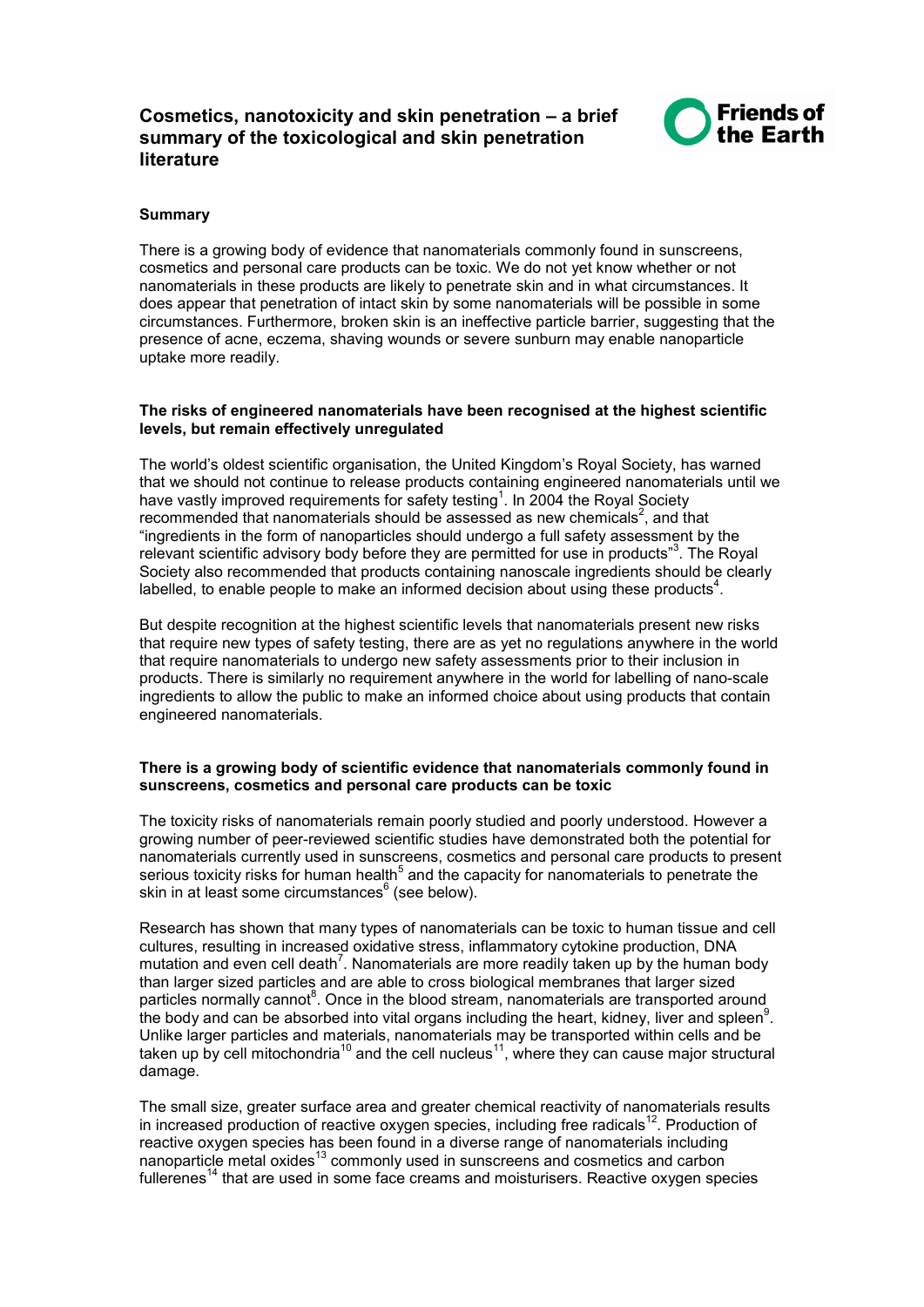# Cosmetics, nanotoxicity and skin penetration – a brief summary of the toxicological and skin penetration literature

### Summary

There is a growing body of evidence that nanomaterials commonly found in sunscreens, cosmetics and personal care products can be toxic. We do not yet know whether or not nanomaterials in these products are likely to penetrate skin and in what circumstances. It does appear that penetration of intact skin by some nanomaterials will be possible in some circumstances. Furthermore, broken skin is an ineffective particle barrier, suggesting that the presence of acne, eczema, shaving wounds or severe sunburn may enable nanoparticle uptake more readily.

### The risks of engineered nanomaterials have been recognised at the highest scientific levels, but remain effectively unregulated

The world's oldest scientific organisation, the United Kingdom's Royal Society, has warned that we should not continue to release products containing engineered nanomaterials until we have vastly improved requirements for safety testing[1]. In 2004 the Royal Society recommended that nanomaterials should be assessed as new chemicals[2], and that "ingredients in the form of nanoparticles should undergo a full safety assessment by the relevant scientific advisory body before they are permitted for use in products"[3]. The Royal Society also recommended that products containing nanoscale ingredients should be clearly labelled, to enable people to make an informed decision about using these products[4].

But despite recognition at the highest scientific levels that nanomaterials present new risks that require new types of safety testing, there are as yet no regulations anywhere in the world that require nanomaterials to undergo new safety assessments prior to their inclusion in products. There is similarly no requirement anywhere in the world for labelling of nano-scale ingredients to allow the public to make an informed choice about using products that contain engineered nanomaterials.

### There is a growing body of scientific evidence that nanomaterials commonly found in sunscreens, cosmetics and personal care products can be toxic

The toxicity risks of nanomaterials remain poorly studied and poorly understood. However a growing number of peer-reviewed scientific studies have demonstrated both the potential for nanomaterials currently used in sunscreens, cosmetics and personal care products to present serious toxicity risks for human health[5] and the capacity for nanomaterials to penetrate the skin in at least some circumstances[6] (see below).

Research has shown that many types of nanomaterials can be toxic to human tissue and cell cultures, resulting in increased oxidative stress, inflammatory cytokine production, DNA mutation and even cell death[7]. Nanomaterials are more readily taken up by the human body than larger sized particles and are able to cross biological membranes that larger sized particles normally cannot[8]. Once in the blood stream, nanomaterials are transported around the body and can be absorbed into vital organs including the heart, kidney, liver and spleen[9]. Unlike larger particles and materials, nanomaterials may be transported within cells and be taken up by cell mitochondria[10] and the cell nucleus[11], where they can cause major structural damage.

The small size, greater surface area and greater chemical reactivity of nanomaterials results in increased production of reactive oxygen species, including free radicals[12]. Production of reactive oxygen species has been found in a diverse range of nanomaterials including nanoparticle metal oxides[13] commonly used in sunscreens and cosmetics and carbon fullerenes[14] that are used in some face creams and moisturisers. Reactive oxygen species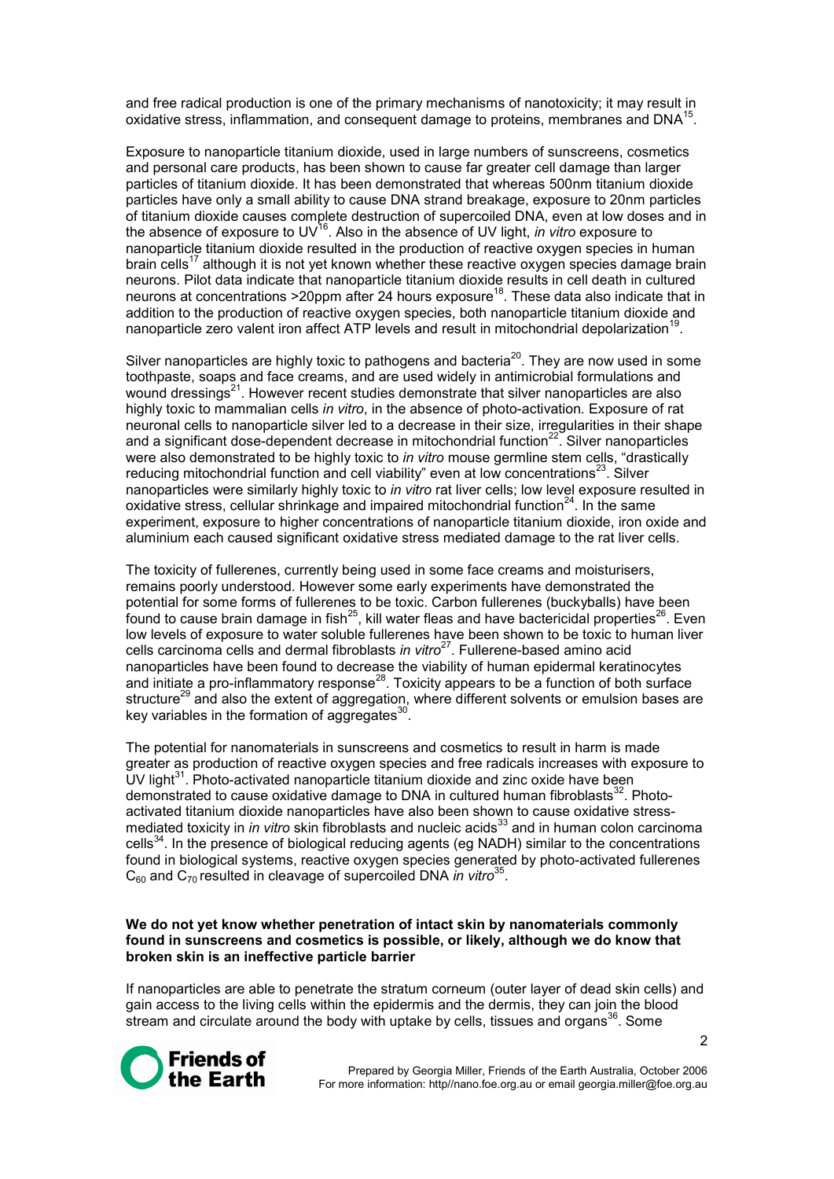and free radical production is one of the primary mechanisms of nanotoxicity; it may result in oxidative stress, inflammation, and consequent damage to proteins, membranes and DNA[15].

Exposure to nanoparticle titanium dioxide, used in large numbers of sunscreens, cosmetics and personal care products, has been shown to cause far greater cell damage than larger particles of titanium dioxide. It has been demonstrated that whereas 500nm titanium dioxide particles have only a small ability to cause DNA strand breakage, exposure to 20nm particles of titanium dioxide causes complete destruction of supercoiled DNA, even at low doses and in the absence of exposure to UV[16]. Also in the absence of UV light, *in vitro* exposure to nanoparticle titanium dioxide resulted in the production of reactive oxygen species in human brain cells[17] although it is not yet known whether these reactive oxygen species damage brain neurons. Pilot data indicate that nanoparticle titanium dioxide results in cell death in cultured neurons at concentrations >20ppm after 24 hours exposure[18]. These data also indicate that in addition to the production of reactive oxygen species, both nanoparticle titanium dioxide and nanoparticle zero valent iron affect ATP levels and result in mitochondrial depolarization[19].

Silver nanoparticles are highly toxic to pathogens and bacteria[20]. They are now used in some toothpaste, soaps and face creams, and are used widely in antimicrobial formulations and wound dressings[21]. However recent studies demonstrate that silver nanoparticles are also highly toxic to mammalian cells *in vitro*, in the absence of photo-activation. Exposure of rat neuronal cells to nanoparticle silver led to a decrease in their size, irregularities in their shape and a significant dose-dependent decrease in mitochondrial function[22]. Silver nanoparticles were also demonstrated to be highly toxic to *in vitro* mouse germline stem cells, "drastically reducing mitochondrial function and cell viability" even at low concentrations[23]. Silver nanoparticles were similarly highly toxic to *in vitro* rat liver cells; low level exposure resulted in oxidative stress, cellular shrinkage and impaired mitochondrial function[24]. In the same experiment, exposure to higher concentrations of nanoparticle titanium dioxide, iron oxide and aluminium each caused significant oxidative stress mediated damage to the rat liver cells.

The toxicity of fullerenes, currently being used in some face creams and moisturisers, remains poorly understood. However some early experiments have demonstrated the potential for some forms of fullerenes to be toxic. Carbon fullerenes (buckyballs) have been found to cause brain damage in fish[25], kill water fleas and have bactericidal properties[26]. Even low levels of exposure to water soluble fullerenes have been shown to be toxic to human liver cells carcinoma cells and dermal fibroblasts *in vitro*[27]. Fullerene-based amino acid nanoparticles have been found to decrease the viability of human epidermal keratinocytes and initiate a pro-inflammatory response[28]. Toxicity appears to be a function of both surface structure[29] and also the extent of aggregation, where different solvents or emulsion bases are key variables in the formation of aggregates[30].

The potential for nanomaterials in sunscreens and cosmetics to result in harm is made greater as production of reactive oxygen species and free radicals increases with exposure to UV light[31]. Photo-activated nanoparticle titanium dioxide and zinc oxide have been demonstrated to cause oxidative damage to DNA in cultured human fibroblasts[32]. Photo-activated titanium dioxide nanoparticles have also been shown to cause oxidative stress-mediated toxicity in *in vitro* skin fibroblasts and nucleic acids[33] and in human colon carcinoma cells[34]. In the presence of biological reducing agents (eg NADH) similar to the concentrations found in biological systems, reactive oxygen species generated by photo-activated fullerenes $C_{60}$ and $C_{70}$ resulted in cleavage of supercoiled DNA *in vitro*[35].

**We do not yet know whether penetration of intact skin by nanomaterials commonly found in sunscreens and cosmetics is possible, or likely, although we do know that broken skin is an ineffective particle barrier**

If nanoparticles are able to penetrate the stratum corneum (outer layer of dead skin cells) and gain access to the living cells within the epidermis and the dermis, they can join the blood stream and circulate around the body with uptake by cells, tissues and organs[36]. Some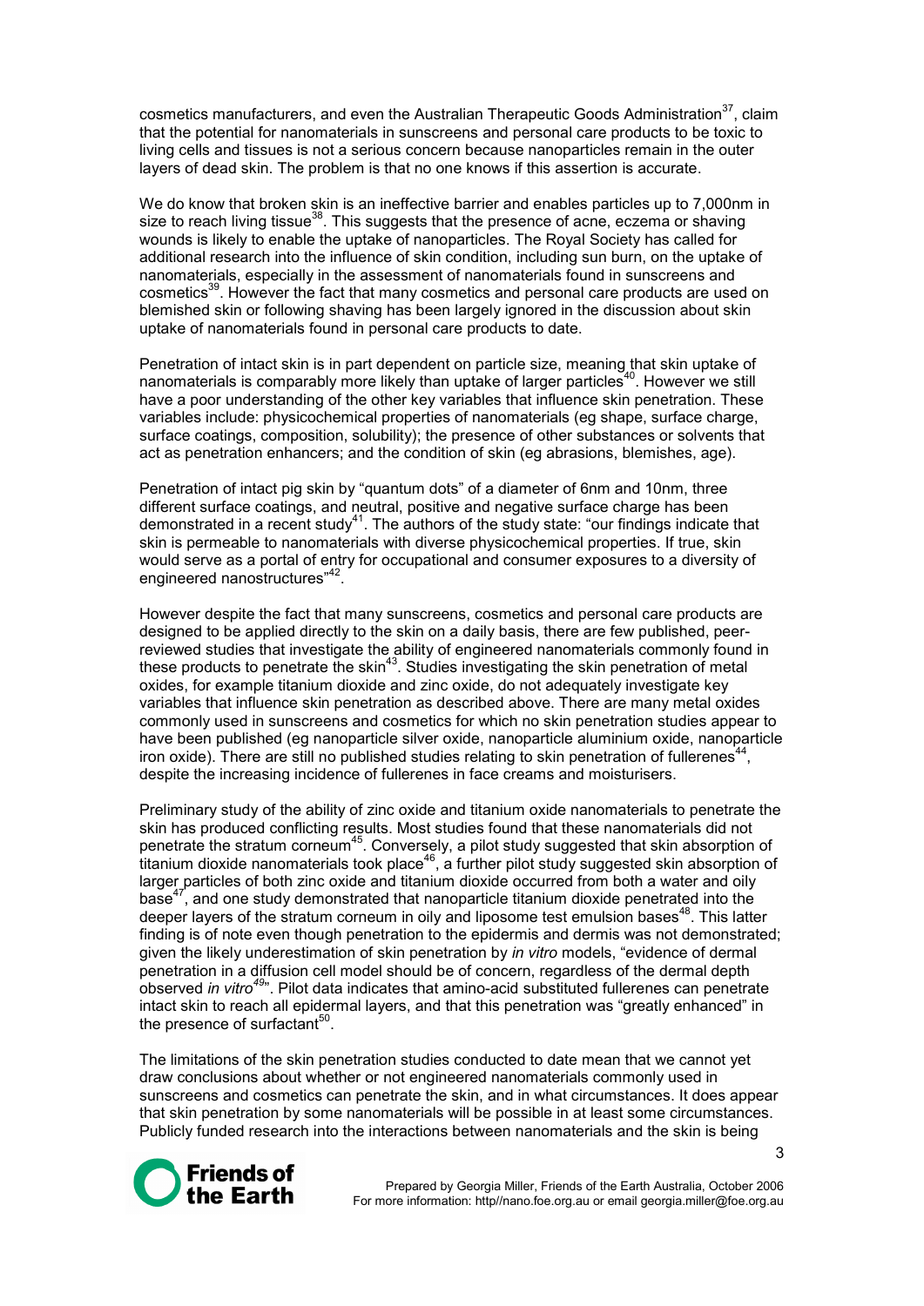cosmetics manufacturers, and even the Australian Therapeutic Goods Administration[37], claim that the potential for nanomaterials in sunscreens and personal care products to be toxic to living cells and tissues is not a serious concern because nanoparticles remain in the outer layers of dead skin. The problem is that no one knows if this assertion is accurate.

We do know that broken skin is an ineffective barrier and enables particles up to 7,000nm in size to reach living tissue[38]. This suggests that the presence of acne, eczema or shaving wounds is likely to enable the uptake of nanoparticles. The Royal Society has called for additional research into the influence of skin condition, including sun burn, on the uptake of nanomaterials, especially in the assessment of nanomaterials found in sunscreens and cosmetics[39]. However the fact that many cosmetics and personal care products are used on blemished skin or following shaving has been largely ignored in the discussion about skin uptake of nanomaterials found in personal care products to date.

Penetration of intact skin is in part dependent on particle size, meaning that skin uptake of nanomaterials is comparably more likely than uptake of larger particles[40]. However we still have a poor understanding of the other key variables that influence skin penetration. These variables include: physicochemical properties of nanomaterials (eg shape, surface charge, surface coatings, composition, solubility); the presence of other substances or solvents that act as penetration enhancers; and the condition of skin (eg abrasions, blemishes, age).

Penetration of intact pig skin by "quantum dots" of a diameter of 6nm and 10nm, three different surface coatings, and neutral, positive and negative surface charge has been demonstrated in a recent study[41]. The authors of the study state: "our findings indicate that skin is permeable to nanomaterials with diverse physicochemical properties. If true, skin would serve as a portal of entry for occupational and consumer exposures to a diversity of engineered nanostructures"[42].

However despite the fact that many sunscreens, cosmetics and personal care products are designed to be applied directly to the skin on a daily basis, there are few published, peer-reviewed studies that investigate the ability of engineered nanomaterials commonly found in these products to penetrate the skin[43]. Studies investigating the skin penetration of metal oxides, for example titanium dioxide and zinc oxide, do not adequately investigate key variables that influence skin penetration as described above. There are many metal oxides commonly used in sunscreens and cosmetics for which no skin penetration studies appear to have been published (eg nanoparticle silver oxide, nanoparticle aluminium oxide, nanoparticle iron oxide). There are still no published studies relating to skin penetration of fullerenes[44], despite the increasing incidence of fullerenes in face creams and moisturisers.

Preliminary study of the ability of zinc oxide and titanium oxide nanomaterials to penetrate the skin has produced conflicting results. Most studies found that these nanomaterials did not penetrate the stratum corneum[45]. Conversely, a pilot study suggested that skin absorption of titanium dioxide nanomaterials took place[46], a further pilot study suggested skin absorption of larger particles of both zinc oxide and titanium dioxide occurred from both a water and oily base[47], and one study demonstrated that nanoparticle titanium dioxide penetrated into the deeper layers of the stratum corneum in oily and liposome test emulsion bases[48]. This latter finding is of note even though penetration to the epidermis and dermis was not demonstrated; given the likely underestimation of skin penetration by *in vitro* models, "evidence of dermal penetration in a diffusion cell model should be of concern, regardless of the dermal depth observed *in vitro*[49]". Pilot data indicates that amino-acid substituted fullerenes can penetrate intact skin to reach all epidermal layers, and that this penetration was "greatly enhanced" in the presence of surfactant[50].

The limitations of the skin penetration studies conducted to date mean that we cannot yet draw conclusions about whether or not engineered nanomaterials commonly used in sunscreens and cosmetics can penetrate the skin, and in what circumstances. It does appear that skin penetration by some nanomaterials will be possible in at least some circumstances. Publicly funded research into the interactions between nanomaterials and the skin is being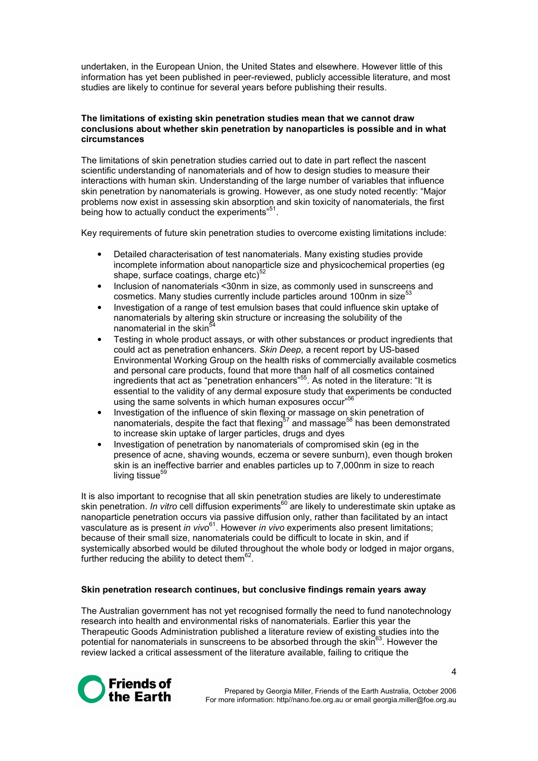undertaken, in the European Union, the United States and elsewhere. However little of this information has yet been published in peer-reviewed, publicly accessible literature, and most studies are likely to continue for several years before publishing their results.

**The limitations of existing skin penetration studies mean that we cannot draw conclusions about whether skin penetration by nanoparticles is possible and in what circumstances**

The limitations of skin penetration studies carried out to date in part reflect the nascent scientific understanding of nanomaterials and of how to design studies to measure their interactions with human skin. Understanding of the large number of variables that influence skin penetration by nanomaterials is growing. However, as one study noted recently: "Major problems now exist in assessing skin absorption and skin toxicity of nanomaterials, the first being how to actually conduct the experiments"[51].

Key requirements of future skin penetration studies to overcome existing limitations include:

- Detailed characterisation of test nanomaterials. Many existing studies provide incomplete information about nanoparticle size and physicochemical properties (eg shape, surface coatings, charge etc)[52]
- Inclusion of nanomaterials <30nm in size, as commonly used in sunscreens and cosmetics. Many studies currently include particles around 100nm in size[53]
- Investigation of a range of test emulsion bases that could influence skin uptake of nanomaterials by altering skin structure or increasing the solubility of the nanomaterial in the skin[54]
- Testing in whole product assays, or with other substances or product ingredients that could act as penetration enhancers. *Skin Deep*, a recent report by US-based Environmental Working Group on the health risks of commercially available cosmetics and personal care products, found that more than half of all cosmetics contained ingredients that act as "penetration enhancers"[55]. As noted in the literature: "It is essential to the validity of any dermal exposure study that experiments be conducted using the same solvents in which human exposures occur"[56]
- Investigation of the influence of skin flexing or massage on skin penetration of nanomaterials, despite the fact that flexing[57] and massage[58] has been demonstrated to increase skin uptake of larger particles, drugs and dyes
- Investigation of penetration by nanomaterials of compromised skin (eg in the presence of acne, shaving wounds, eczema or severe sunburn), even though broken skin is an ineffective barrier and enables particles up to 7,000nm in size to reach living tissue[59]

It is also important to recognise that all skin penetration studies are likely to underestimate skin penetration. *In vitro* cell diffusion experiments[60] are likely to underestimate skin uptake as nanoparticle penetration occurs via passive diffusion only, rather than facilitated by an intact vasculature as is present *in vivo*[61]. However *in vivo* experiments also present limitations; because of their small size, nanomaterials could be difficult to locate in skin, and if systemically absorbed would be diluted throughout the whole body or lodged in major organs, further reducing the ability to detect them[62].

**Skin penetration research continues, but conclusive findings remain years away**

The Australian government has not yet recognised formally the need to fund nanotechnology research into health and environmental risks of nanomaterials. Earlier this year the Therapeutic Goods Administration published a literature review of existing studies into the potential for nanomaterials in sunscreens to be absorbed through the skin[63]. However the review lacked a critical assessment of the literature available, failing to critique the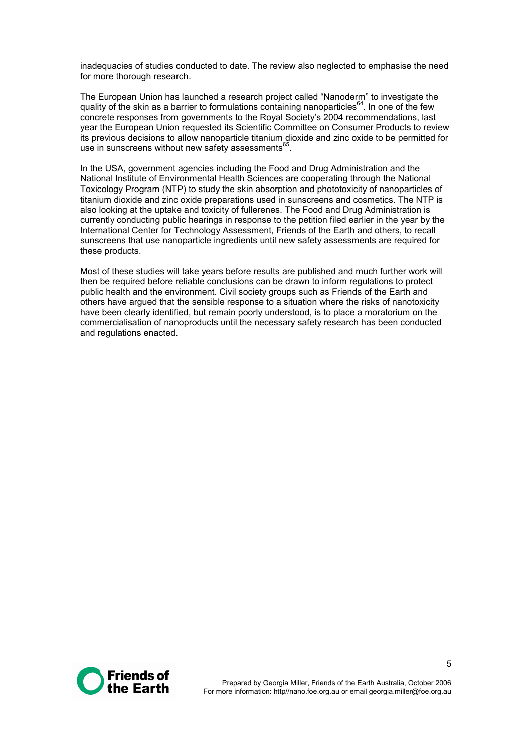inadequacies of studies conducted to date. The review also neglected to emphasise the need for more thorough research.

The European Union has launched a research project called "Nanoderm" to investigate the quality of the skin as a barrier to formulations containing nanoparticles[64]. In one of the few concrete responses from governments to the Royal Society's 2004 recommendations, last year the European Union requested its Scientific Committee on Consumer Products to review its previous decisions to allow nanoparticle titanium dioxide and zinc oxide to be permitted for use in sunscreens without new safety assessments[65].

In the USA, government agencies including the Food and Drug Administration and the National Institute of Environmental Health Sciences are cooperating through the National Toxicology Program (NTP) to study the skin absorption and phototoxicity of nanoparticles of titanium dioxide and zinc oxide preparations used in sunscreens and cosmetics. The NTP is also looking at the uptake and toxicity of fullerenes. The Food and Drug Administration is currently conducting public hearings in response to the petition filed earlier in the year by the International Center for Technology Assessment, Friends of the Earth and others, to recall sunscreens that use nanoparticle ingredients until new safety assessments are required for these products.

Most of these studies will take years before results are published and much further work will then be required before reliable conclusions can be drawn to inform regulations to protect public health and the environment. Civil society groups such as Friends of the Earth and others have argued that the sensible response to a situation where the risks of nanotoxicity have been clearly identified, but remain poorly understood, is to place a moratorium on the commercialisation of nanoproducts until the necessary safety research has been conducted and regulations enacted.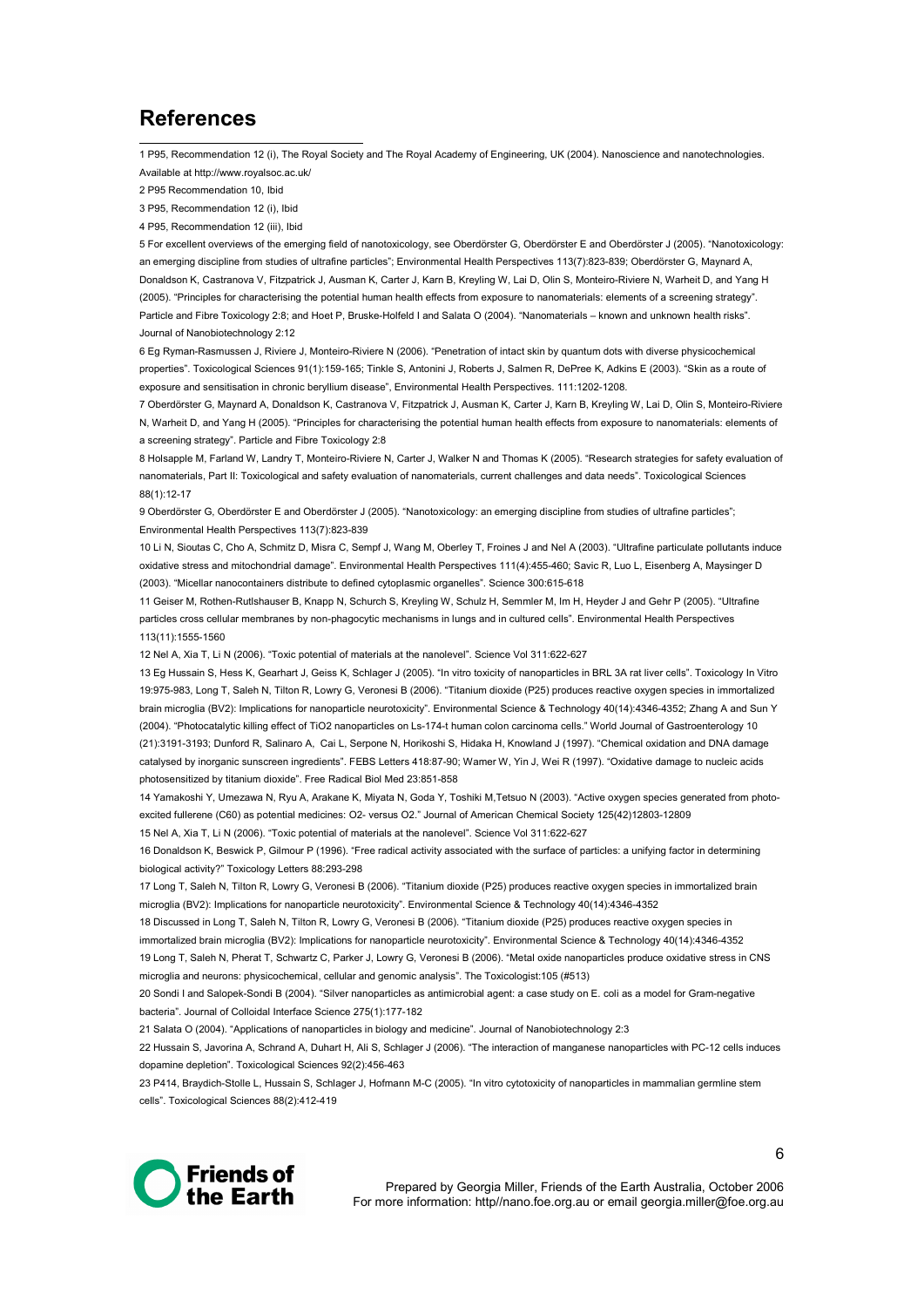## References

1 P95, Recommendation 12 (i), The Royal Society and The Royal Academy of Engineering, UK (2004). Nanoscience and nanotechnologies. Available at http://www.royalsoc.ac.uk/

2 P95 Recommendation 10, Ibid

3 P95, Recommendation 12 (i), Ibid

4 P95, Recommendation 12 (iii), Ibid

5 For excellent overviews of the emerging field of nanotoxicology, see Oberdörster G, Oberdörster E and Oberdörster J (2005). "Nanotoxicology: an emerging discipline from studies of ultrafine particles"; Environmental Health Perspectives 113(7):823-839; Oberdörster G, Maynard A, Donaldson K, Castranova V, Fitzpatrick J, Ausman K, Carter J, Karn B, Kreyling W, Lai D, Olin S, Monteiro-Riviere N, Warheit D, and Yang H (2005). "Principles for characterising the potential human health effects from exposure to nanomaterials: elements of a screening strategy". Particle and Fibre Toxicology 2:8; and Hoet P, Bruske-Holfeld I and Salata O (2004). "Nanomaterials – known and unknown health risks". Journal of Nanobiotechnology 2:12

6 Eg Ryman-Rasmussen J, Riviere J, Monteiro-Riviere N (2006). "Penetration of intact skin by quantum dots with diverse physicochemical properties". Toxicological Sciences 91(1):159-165; Tinkle S, Antonini J, Roberts J, Salmen R, DePree K, Adkins E (2003). "Skin as a route of exposure and sensitisation in chronic beryllium disease", Environmental Health Perspectives. 111:1202-1208.

7 Oberdörster G, Maynard A, Donaldson K, Castranova V, Fitzpatrick J, Ausman K, Carter J, Karn B, Kreyling W, Lai D, Olin S, Monteiro-Riviere N, Warheit D, and Yang H (2005). "Principles for characterising the potential human health effects from exposure to nanomaterials: elements of a screening strategy". Particle and Fibre Toxicology 2:8

8 Holsapple M, Farland W, Landry T, Monteiro-Riviere N, Carter J, Walker N and Thomas K (2005). "Research strategies for safety evaluation of nanomaterials, Part II: Toxicological and safety evaluation of nanomaterials, current challenges and data needs". Toxicological Sciences 88(1):12-17

9 Oberdörster G, Oberdörster E and Oberdörster J (2005). "Nanotoxicology: an emerging discipline from studies of ultrafine particles"; Environmental Health Perspectives 113(7):823-839

10 Li N, Sioutas C, Cho A, Schmitz D, Misra C, Sempf J, Wang M, Oberley T, Froines J and Nel A (2003). "Ultrafine particulate pollutants induce oxidative stress and mitochondrial damage". Environmental Health Perspectives 111(4):455-460; Savic R, Luo L, Eisenberg A, Maysinger D (2003). "Micellar nanocontainers distribute to defined cytoplasmic organelles". Science 300:615-618

11 Geiser M, Rothen-Rutlshauser B, Knapp N, Schurch S, Kreyling W, Schulz H, Semmler M, Im H, Heyder J and Gehr P (2005). "Ultrafine particles cross cellular membranes by non-phagocytic mechanisms in lungs and in cultured cells". Environmental Health Perspectives 113(11):1555-1560

12 Nel A, Xia T, Li N (2006). "Toxic potential of materials at the nanolevel". Science Vol 311:622-627

13 Eg Hussain S, Hess K, Gearhart J, Geiss K, Schlager J (2005). "In vitro toxicity of nanoparticles in BRL 3A rat liver cells". Toxicology In Vitro 19:975-983, Long T, Saleh N, Tilton R, Lowry G, Veronesi B (2006). "Titanium dioxide (P25) produces reactive oxygen species in immortalized brain microglia (BV2): Implications for nanoparticle neurotoxicity". Environmental Science & Technology 40(14):4346-4352; Zhang A and Sun Y (2004). "Photocatalytic killing effect of TiO2 nanoparticles on Ls-174-t human colon carcinoma cells." World Journal of Gastroenterology 10 (21):3191-3193; Dunford R, Salinaro A, Cai L, Serpone N, Horikoshi S, Hidaka H, Knowland J (1997). "Chemical oxidation and DNA damage catalysed by inorganic sunscreen ingredients". FEBS Letters 418:87-90; Wamer W, Yin J, Wei R (1997). "Oxidative damage to nucleic acids photosensitized by titanium dioxide". Free Radical Biol Med 23:851-858

14 Yamakoshi Y, Umezawa N, Ryu A, Arakane K, Miyata N, Goda Y, Toshiki M,Tetsuo N (2003). "Active oxygen species generated from photo-excited fullerene (C60) as potential medicines: O2- versus O2." Journal of American Chemical Society 125(42)12803-12809

15 Nel A, Xia T, Li N (2006). "Toxic potential of materials at the nanolevel". Science Vol 311:622-627

16 Donaldson K, Beswick P, Gilmour P (1996). "Free radical activity associated with the surface of particles: a unifying factor in determining biological activity?" Toxicology Letters 88:293-298

17 Long T, Saleh N, Tilton R, Lowry G, Veronesi B (2006). "Titanium dioxide (P25) produces reactive oxygen species in immortalized brain microglia (BV2): Implications for nanoparticle neurotoxicity". Environmental Science & Technology 40(14):4346-4352

18 Discussed in Long T, Saleh N, Tilton R, Lowry G, Veronesi B (2006). "Titanium dioxide (P25) produces reactive oxygen species in immortalized brain microglia (BV2): Implications for nanoparticle neurotoxicity". Environmental Science & Technology 40(14):4346-4352

19 Long T, Saleh N, Pherat T, Schwartz C, Parker J, Lowry G, Veronesi B (2006). "Metal oxide nanoparticles produce oxidative stress in CNS microglia and neurons: physicochemical, cellular and genomic analysis". The Toxicologist:105 (#513)

20 Sondi I and Salopek-Sondi B (2004). "Silver nanoparticles as antimicrobial agent: a case study on E. coli as a model for Gram-negative bacteria". Journal of Colloidal Interface Science 275(1):177-182

21 Salata O (2004). "Applications of nanoparticles in biology and medicine". Journal of Nanobiotechnology 2:3

22 Hussain S, Javorina A, Schrand A, Duhart H, Ali S, Schlager J (2006). "The interaction of manganese nanoparticles with PC-12 cells induces dopamine depletion". Toxicological Sciences 92(2):456-463

23 P414, Braydich-Stolle L, Hussain S, Schlager J, Hofmann M-C (2005). "In vitro cytotoxicity of nanoparticles in mammalian germline stem cells". Toxicological Sciences 88(2):412-419

Friends of the Earth

Prepared by Georgia Miller, Friends of the Earth Australia, October 2006
For more information: http//nano.foe.org.au or email georgia.miller@foe.org.au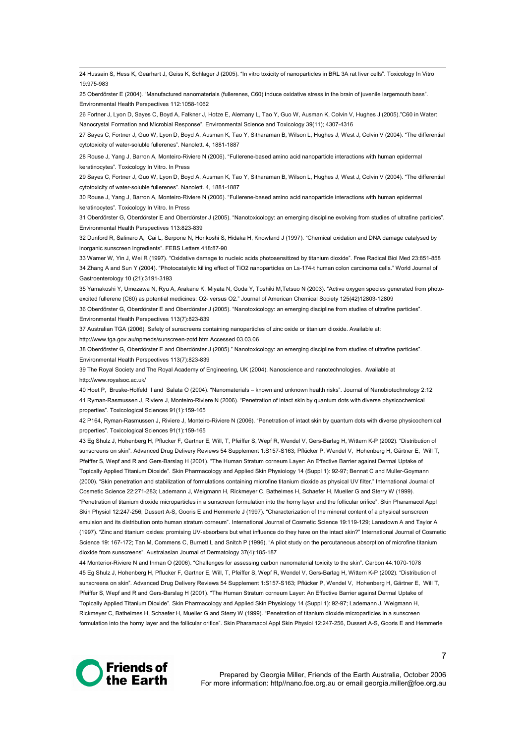24 Hussain S, Hess K, Gearhart J, Geiss K, Schlager J (2005). "In vitro toxicity of nanoparticles in BRL 3A rat liver cells". Toxicology In Vitro 19:975-983

25 Oberdörster E (2004). "Manufactured nanomaterials (fullerenes, C60) induce oxidative stress in the brain of juvenile largemouth bass". Environmental Health Perspectives 112:1058-1062

26 Fortner J, Lyon D, Sayes C, Boyd A, Falkner J, Hotze E, Alemany L, Tao Y, Guo W, Ausman K, Colvin V, Hughes J (2005)."C60 in Water: Nanocrystal Formation and Microbial Response". Environmental Science and Toxicology 39(11); 4307-4316

27 Sayes C, Fortner J, Guo W, Lyon D, Boyd A, Ausman K, Tao Y, Sitharaman B, Wilson L, Hughes J, West J, Colvin V (2004). "The differential cytotoxicity of water-soluble fullerenes". Nanolett. 4, 1881-1887

28 Rouse J, Yang J, Barron A, Monteiro-Riviere N (2006). "Fullerene-based amino acid nanoparticle interactions with human epidermal keratinocytes". Toxicology In Vitro. In Press

29 Sayes C, Fortner J, Guo W, Lyon D, Boyd A, Ausman K, Tao Y, Sitharaman B, Wilson L, Hughes J, West J, Colvin V (2004). "The differential cytotoxicity of water-soluble fullerenes". Nanolett. 4, 1881-1887

30 Rouse J, Yang J, Barron A, Monteiro-Riviere N (2006). "Fullerene-based amino acid nanoparticle interactions with human epidermal keratinocytes". Toxicology In Vitro. In Press

31 Oberdörster G, Oberdörster E and Oberdörster J (2005). "Nanotoxicology: an emerging discipline evolving from studies of ultrafine particles". Environmental Health Perspectives 113:823-839

32 Dunford R, Salinaro A, Cai L, Serpone N, Horikoshi S, Hidaka H, Knowland J (1997). "Chemical oxidation and DNA damage catalysed by inorganic sunscreen ingredients". FEBS Letters 418:87-90

33 Wamer W, Yin J, Wei R (1997). "Oxidative damage to nucleic acids photosensitized by titanium dioxide". Free Radical Biol Med 23:851-858

34 Zhang A and Sun Y (2004). "Photocatalytic killing effect of TiO2 nanoparticles on Ls-174-t human colon carcinoma cells." World Journal of Gastroenterology 10 (21):3191-3193

35 Yamakoshi Y, Umezawa N, Ryu A, Arakane K, Miyata N, Goda Y, Toshiki M,Tetsuo N (2003). "Active oxygen species generated from photo-excited fullerene (C60) as potential medicines: O2- versus O2." Journal of American Chemical Society 125(42)12803-12809

36 Oberdörster G, Oberdörster E and Oberdörster J (2005). "Nanotoxicology: an emerging discipline from studies of ultrafine particles". Environmental Health Perspectives 113(7):823-839

37 Australian TGA (2006). Safety of sunscreens containing nanoparticles of zinc oxide or titanium dioxide. Available at: http://www.tga.gov.au/npmeds/sunscreen-zotd.htm Accessed 03.03.06

38 Oberdörster G, Oberdörster E and Oberdörster J (2005)." Nanotoxicology: an emerging discipline from studies of ultrafine particles". Environmental Health Perspectives 113(7):823-839

39 The Royal Society and The Royal Academy of Engineering, UK (2004). Nanoscience and nanotechnologies. Available at http://www.royalsoc.ac.uk/

40 Hoet P, Bruske-Holfeld I and Salata O (2004). "Nanomaterials – known and unknown health risks". Journal of Nanobiotechnology 2:12

41 Ryman-Rasmussen J, Riviere J, Monteiro-Riviere N (2006). "Penetration of intact skin by quantum dots with diverse physicochemical properties". Toxicological Sciences 91(1):159-165

42 P164, Ryman-Rasmussen J, Riviere J, Monteiro-Riviere N (2006). "Penetration of intact skin by quantum dots with diverse physicochemical properties". Toxicological Sciences 91(1):159-165

43 Eg Shulz J, Hohenberg H, Pflucker F, Gartner E, Will, T, Pfeiffer S, Wepf R, Wendel V, Gers-Barlag H, Wittern K-P (2002). "Distribution of sunscreens on skin". Advanced Drug Delivery Reviews 54 Supplement 1:S157-S163; Pflücker P, Wendel V, Hohenberg H, Gärtner E, Will T, Pfeiffer S, Wepf and R and Gers-Barslag H (2001). "The Human Stratum corneum Layer: An Effective Barrier against Dermal Uptake of Topically Applied Titanium Dioxide". Skin Pharmacology and Applied Skin Physiology 14 (Suppl 1): 92-97; Bennat C and Muller-Goymann (2000). "Skin penetration and stabilization of formulations containing microfine titanium dioxide as physical UV filter." International Journal of Cosmetic Science 22:271-283; Lademann J, Weigmann H, Rickmeyer C, Bathelmes H, Schaefer H, Mueller G and Sterry W (1999). "Penetration of titanium dioxide microparticles in a sunscreen formulation into the horny layer and the follicular orifice". Skin Pharamacol Appl Skin Physiol 12:247-256; Dussert A-S, Gooris E and Hemmerle J (1997). "Characterization of the mineral content of a physical sunscreen emulsion and its distribution onto human stratum corneum". International Journal of Cosmetic Science 19:119-129; Lansdown A and Taylor A (1997). "Zinc and titanium oxides: promising UV-absorbers but what influence do they have on the intact skin?" International Journal of Cosmetic Science 19: 167-172; Tan M, Commens C, Burnett L and Snitch P (1996). "A pilot study on the percutaneous absorption of microfine titanium dioxide from sunscreens". Australasian Journal of Dermatology 37(4):185-187

44 Monterior-Riviere N and Inman O (2006). "Challenges for assessing carbon nanomaterial toxicity to the skin". Carbon 44:1070-1078

45 Eg Shulz J, Hohenberg H, Pflucker F, Gartner E, Will, T, Pfeiffer S, Wepf R, Wendel V, Gers-Barlag H, Wittern K-P (2002). "Distribution of sunscreens on skin". Advanced Drug Delivery Reviews 54 Supplement 1:S157-S163; Pflücker P, Wendel V, Hohenberg H, Gärtner E, Will T, Pfeiffer S, Wepf and R and Gers-Barslag H (2001). "The Human Stratum corneum Layer: An Effective Barrier against Dermal Uptake of Topically Applied Titanium Dioxide". Skin Pharmacology and Applied Skin Physiology 14 (Suppl 1): 92-97; Lademann J, Weigmann H, Rickmeyer C, Bathelmes H, Schaefer H, Mueller G and Sterry W (1999). "Penetration of titanium dioxide microparticles in a sunscreen formulation into the horny layer and the follicular orifice". Skin Pharamacol Appl Skin Physiol 12:247-256, Dussert A-S, Gooris E and Hemmerle

Friends of the Earth

Prepared by Georgia Miller, Friends of the Earth Australia, October 2006
For more information: http//nano.foe.org.au or email georgia.miller@foe.org.au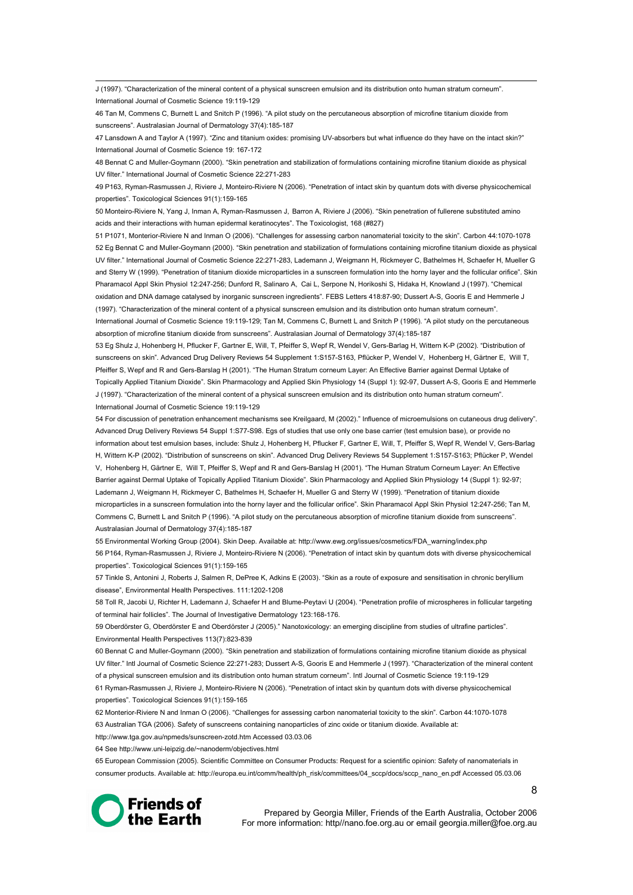J (1997). "Characterization of the mineral content of a physical sunscreen emulsion and its distribution onto human stratum corneum". International Journal of Cosmetic Science 19:119-129

46 Tan M, Commens C, Burnett L and Snitch P (1996). "A pilot study on the percutaneous absorption of microfine titanium dioxide from sunscreens". Australasian Journal of Dermatology 37(4):185-187

47 Lansdown A and Taylor A (1997). "Zinc and titanium oxides: promising UV-absorbers but what influence do they have on the intact skin?" International Journal of Cosmetic Science 19: 167-172

48 Bennat C and Muller-Goymann (2000). "Skin penetration and stabilization of formulations containing microfine titanium dioxide as physical UV filter." International Journal of Cosmetic Science 22:271-283

49 P163, Ryman-Rasmussen J, Riviere J, Monteiro-Riviere N (2006). "Penetration of intact skin by quantum dots with diverse physicochemical properties". Toxicological Sciences 91(1):159-165

50 Monteiro-Riviere N, Yang J, Inman A, Ryman-Rasmussen J, Barron A, Riviere J (2006). "Skin penetration of fullerene substituted amino acids and their interactions with human epidermal keratinocytes". The Toxicologist, 168 (#827)

51 P1071, Monterior-Riviere N and Inman O (2006). "Challenges for assessing carbon nanomaterial toxicity to the skin". Carbon 44:1070-1078

52 Eg Bennat C and Muller-Goymann (2000). "Skin penetration and stabilization of formulations containing microfine titanium dioxide as physical UV filter." International Journal of Cosmetic Science 22:271-283, Lademann J, Weigmann H, Rickmeyer C, Bathelmes H, Schaefer H, Mueller G and Sterry W (1999). "Penetration of titanium dioxide microparticles in a sunscreen formulation into the horny layer and the follicular orifice". Skin Pharamacol Appl Skin Physiol 12:247-256; Dunford R, Salinaro A, Cai L, Serpone N, Horikoshi S, Hidaka H, Knowland J (1997). "Chemical oxidation and DNA damage catalysed by inorganic sunscreen ingredients". FEBS Letters 418:87-90; Dussert A-S, Gooris E and Hemmerle J (1997). "Characterization of the mineral content of a physical sunscreen emulsion and its distribution onto human stratum corneum". International Journal of Cosmetic Science 19:119-129; Tan M, Commens C, Burnett L and Snitch P (1996). "A pilot study on the percutaneous absorption of microfine titanium dioxide from sunscreens". Australasian Journal of Dermatology 37(4):185-187

53 Eg Shulz J, Hohenberg H, Pflucker F, Gartner E, Will, T, Pfeiffer S, Wepf R, Wendel V, Gers-Barlag H, Wittern K-P (2002). "Distribution of sunscreens on skin". Advanced Drug Delivery Reviews 54 Supplement 1:S157-S163, Pflücker P, Wendel V, Hohenberg H, Gärtner E, Will T, Pfeiffer S, Wepf and R and Gers-Barslag H (2001). "The Human Stratum corneum Layer: An Effective Barrier against Dermal Uptake of Topically Applied Titanium Dioxide". Skin Pharmacology and Applied Skin Physiology 14 (Suppl 1): 92-97, Dussert A-S, Gooris E and Hemmerle J (1997). "Characterization of the mineral content of a physical sunscreen emulsion and its distribution onto human stratum corneum". International Journal of Cosmetic Science 19:119-129

54 For discussion of penetration enhancement mechanisms see Kreilgaard, M (2002)." Influence of microemulsions on cutaneous drug delivery". Advanced Drug Delivery Reviews 54 Suppl 1:S77-S98. Egs of studies that use only one base carrier (test emulsion base), or provide no information about test emulsion bases, include: Shulz J, Hohenberg H, Pflucker F, Gartner E, Will, T, Pfeiffer S, Wepf R, Wendel V, Gers-Barlag H, Wittern K-P (2002). "Distribution of sunscreens on skin". Advanced Drug Delivery Reviews 54 Supplement 1:S157-S163; Pflücker P, Wendel V, Hohenberg H, Gärtner E, Will T, Pfeiffer S, Wepf and R and Gers-Barslag H (2001). "The Human Stratum Corneum Layer: An Effective Barrier against Dermal Uptake of Topically Applied Titanium Dioxide". Skin Pharmacology and Applied Skin Physiology 14 (Suppl 1): 92-97; Lademann J, Weigmann H, Rickmeyer C, Bathelmes H, Schaefer H, Mueller G and Sterry W (1999). "Penetration of titanium dioxide microparticles in a sunscreen formulation into the horny layer and the follicular orifice". Skin Pharamacol Appl Skin Physiol 12:247-256; Tan M, Commens C, Burnett L and Snitch P (1996). "A pilot study on the percutaneous absorption of microfine titanium dioxide from sunscreens". Australasian Journal of Dermatology 37(4):185-187

55 Environmental Working Group (2004). Skin Deep. Available at: http://www.ewg.org/issues/cosmetics/FDA_warning/index.php

56 P164, Ryman-Rasmussen J, Riviere J, Monteiro-Riviere N (2006). "Penetration of intact skin by quantum dots with diverse physicochemical properties". Toxicological Sciences 91(1):159-165

57 Tinkle S, Antonini J, Roberts J, Salmen R, DePree K, Adkins E (2003). "Skin as a route of exposure and sensitisation in chronic beryllium disease", Environmental Health Perspectives. 111:1202-1208

58 Toll R, Jacobi U, Richter H, Lademann J, Schaefer H and Blume-Peytavi U (2004). "Penetration profile of microspheres in follicular targeting of terminal hair follicles". The Journal of Investigative Dermatology 123:168-176.

59 Oberdörster G, Oberdörster E and Oberdörster J (2005)." Nanotoxicology: an emerging discipline from studies of ultrafine particles". Environmental Health Perspectives 113(7):823-839

60 Bennat C and Muller-Goymann (2000). "Skin penetration and stabilization of formulations containing microfine titanium dioxide as physical UV filter." Intl Journal of Cosmetic Science 22:271-283; Dussert A-S, Gooris E and Hemmerle J (1997). "Characterization of the mineral content of a physical sunscreen emulsion and its distribution onto human stratum corneum". Intl Journal of Cosmetic Science 19:119-129

61 Ryman-Rasmussen J, Riviere J, Monteiro-Riviere N (2006). "Penetration of intact skin by quantum dots with diverse physicochemical properties". Toxicological Sciences 91(1):159-165

62 Monterior-Riviere N and Inman O (2006). "Challenges for assessing carbon nanomaterial toxicity to the skin". Carbon 44:1070-1078

63 Australian TGA (2006). Safety of sunscreens containing nanoparticles of zinc oxide or titanium dioxide. Available at: http://www.tga.gov.au/npmeds/sunscreen-zotd.htm Accessed 03.03.06

64 See http://www.uni-leipzig.de/~nanoderm/objectives.html

65 European Commission (2005). Scientific Committee on Consumer Products: Request for a scientific opinion: Safety of nanomaterials in consumer products. Available at: http://europa.eu.int/comm/health/ph_risk/committees/04_sccp/docs/sccp_nano_en.pdf Accessed 05.03.06

Prepared by Georgia Miller, Friends of the Earth Australia, October 2006
For more information: http//nano.foe.org.au or email georgia.miller@foe.org.au